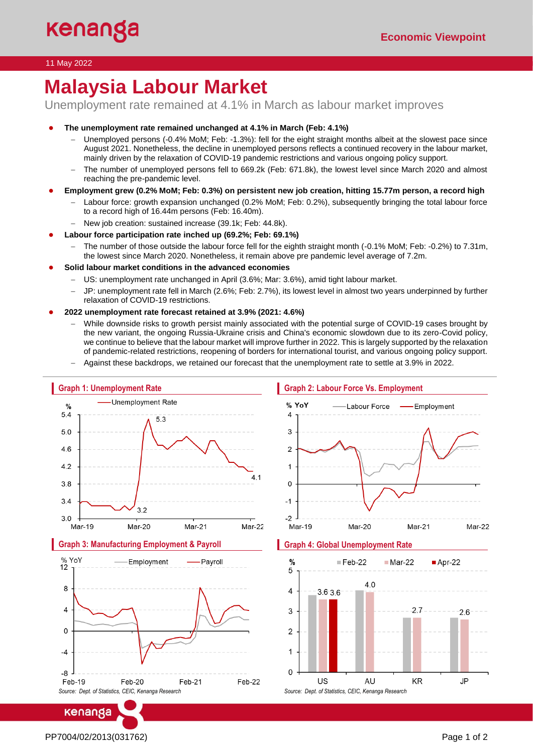# Malaysia Labour Market

Unemployment rate remained at 4.1% in March as labour market improves

- **The unemployment rate remained unchanged at 4.1% in March (Feb: 4.1%)**
  - Unemployed persons (-0.4% MoM; Feb: -1.3%): fell for the eight straight months albeit at the slowest pace since August 2021. Nonetheless, the decline in unemployed persons reflects a continued recovery in the labour market, mainly driven by the relaxation of COVID-19 pandemic restrictions and various ongoing policy support.
  - The number of unemployed persons fell to 669.2k (Feb: 671.8k), the lowest level since March 2020 and almost reaching the pre-pandemic level.
- **Employment grew (0.2% MoM; Feb: 0.3%) on persistent new job creation, hitting 15.77m person, a record high**
  - Labour force: growth expansion unchanged (0.2% MoM; Feb: 0.2%), subsequently bringing the total labour force to a record high of 16.44m persons (Feb: 16.40m).
  - New job creation: sustained increase (39.1k; Feb: 44.8k).
- **Labour force participation rate inched up (69.2%; Feb: 69.1%)**
  - The number of those outside the labour force fell for the eighth straight month (-0.1% MoM; Feb: -0.2%) to 7.31m, the lowest since March 2020. Nonetheless, it remain above pre pandemic level average of 7.2m.
- **Solid labour market conditions in the advanced economies**
  - US: unemployment rate unchanged in April (3.6%; Mar: 3.6%), amid tight labour market.
  - JP: unemployment rate fell in March (2.6%; Feb: 2.7%), its lowest level in almost two years underpinned by further relaxation of COVID-19 restrictions.
- **2022 unemployment rate forecast retained at 3.9% (2021: 4.6%)**
  - While downside risks to growth persist mainly associated with the potential surge of COVID-19 cases brought by the new variant, the ongoing Russia-Ukraine crisis and China's economic slowdown due to its zero-Covid policy, we continue to believe that the labour market will improve further in 2022. This is largely supported by the relaxation of pandemic-related restrictions, reopening of borders for international tourist, and various ongoing policy support.
  - Against these backdrops, we retained our forecast that the unemployment rate to settle at 3.9% in 2022.

**Graph 1: Unemployment Rate**

**Graph 2: Labour Force Vs. Employment**

**Graph 3: Manufacturing Employment & Payroll**

**Graph 4: Global Unemployment Rate**

| % | Feb-22 | Mar-22 | Apr-22 |
|---|---|---|---|
| US | | 3.6 | 3.6 |
| AU | 4.0 | | |
| KR | | 2.7 | |
| JP | | 2.6 | |

*Source: Dept. of Statistics, CEIC, Kenanga Research*

*Source: Dept. of Statistics, CEIC, Kenanga Research*

PP7004/02/2013(031762)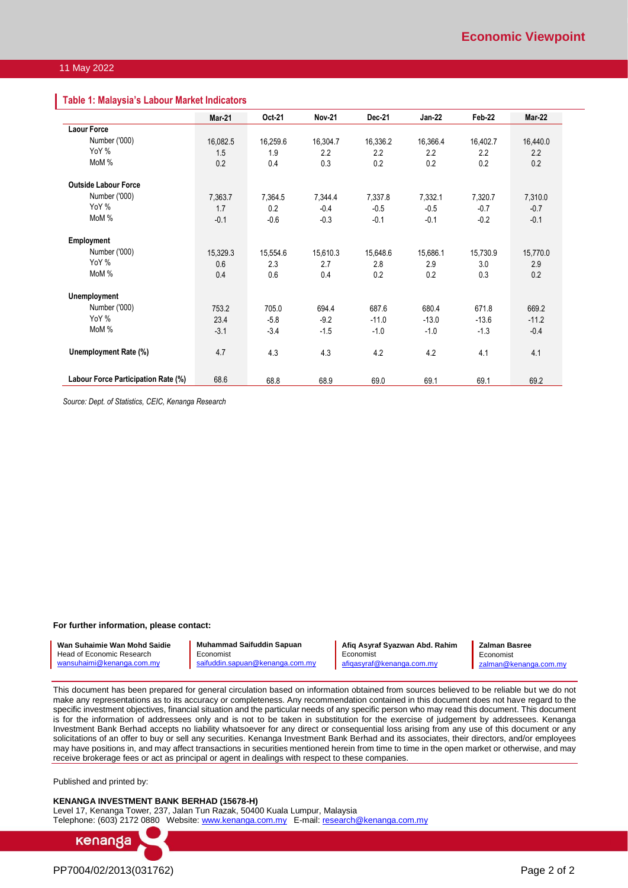### Table 1: Malaysia's Labour Market Indicators

| | Mar-21 | Oct-21 | Nov-21 | Dec-21 | Jan-22 | Feb-22 | Mar-22 |
|---|---|---|---|---|---|---|---|
| **Laour Force** | | | | | | | |
| Number ('000) | 16,082.5 | 16,259.6 | 16,304.7 | 16,336.2 | 16,366.4 | 16,402.7 | 16,440.0 |
| YoY % | 1.5 | 1.9 | 2.2 | 2.2 | 2.2 | 2.2 | 2.2 |
| MoM % | 0.2 | 0.4 | 0.3 | 0.2 | 0.2 | 0.2 | 0.2 |
| **Outside Labour Force** | | | | | | | |
| Number ('000) | 7,363.7 | 7,364.5 | 7,344.4 | 7,337.8 | 7,332.1 | 7,320.7 | 7,310.0 |
| YoY % | 1.7 | 0.2 | -0.4 | -0.5 | -0.5 | -0.7 | -0.7 |
| MoM % | -0.1 | -0.6 | -0.3 | -0.1 | -0.1 | -0.2 | -0.1 |
| **Employment** | | | | | | | |
| Number ('000) | 15,329.3 | 15,554.6 | 15,610.3 | 15,648.6 | 15,686.1 | 15,730.9 | 15,770.0 |
| YoY % | 0.6 | 2.3 | 2.7 | 2.8 | 2.9 | 3.0 | 2.9 |
| MoM % | 0.4 | 0.6 | 0.4 | 0.2 | 0.2 | 0.3 | 0.2 |
| **Unemployment** | | | | | | | |
| Number ('000) | 753.2 | 705.0 | 694.4 | 687.6 | 680.4 | 671.8 | 669.2 |
| YoY % | 23.4 | -5.8 | -9.2 | -11.0 | -13.0 | -13.6 | -11.2 |
| MoM % | -3.1 | -3.4 | -1.5 | -1.0 | -1.0 | -1.3 | -0.4 |
| **Unemployment Rate (%)** | 4.7 | 4.3 | 4.3 | 4.2 | 4.2 | 4.1 | 4.1 |
| **Labour Force Participation Rate (%)** | 68.6 | 68.8 | 68.9 | 69.0 | 69.1 | 69.1 | 69.2 |

*Source: Dept. of Statistics, CEIC, Kenanga Research*

**For further information, please contact:**

**Wan Suhaimie Wan Mohd Saidie**
Head of Economic Research
wansuhaimi@kenanga.com.my

**Muhammad Saifuddin Sapuan**
Economist
saifuddin.sapuan@kenanga.com.my

**Afiq Asyraf Syazwan Abd. Rahim**
Economist
afiqasyraf@kenanga.com.my

**Zalman Basree**
Economist
zalman@kenanga.com.my

This document has been prepared for general circulation based on information obtained from sources believed to be reliable but we do not make any representations as to its accuracy or completeness. Any recommendation contained in this document does not have regard to the specific investment objectives, financial situation and the particular needs of any specific person who may read this document. This document is for the information of addressees only and is not to be taken in substitution for the exercise of judgement by addressees. Kenanga Investment Bank Berhad accepts no liability whatsoever for any direct or consequential loss arising from any use of this document or any solicitations of an offer to buy or sell any securities. Kenanga Investment Bank Berhad and its associates, their directors, and/or employees may have positions in, and may affect transactions in securities mentioned herein from time to time in the open market or otherwise, and may receive brokerage fees or act as principal or agent in dealings with respect to these companies.

Published and printed by:

**KENANGA INVESTMENT BANK BERHAD (15678-H)**
Level 17, Kenanga Tower, 237, Jalan Tun Razak, 50400 Kuala Lumpur, Malaysia
Telephone: (603) 2172 0880 Website: www.kenanga.com.my E-mail: research@kenanga.com.my

PP7004/02/2013(031762)